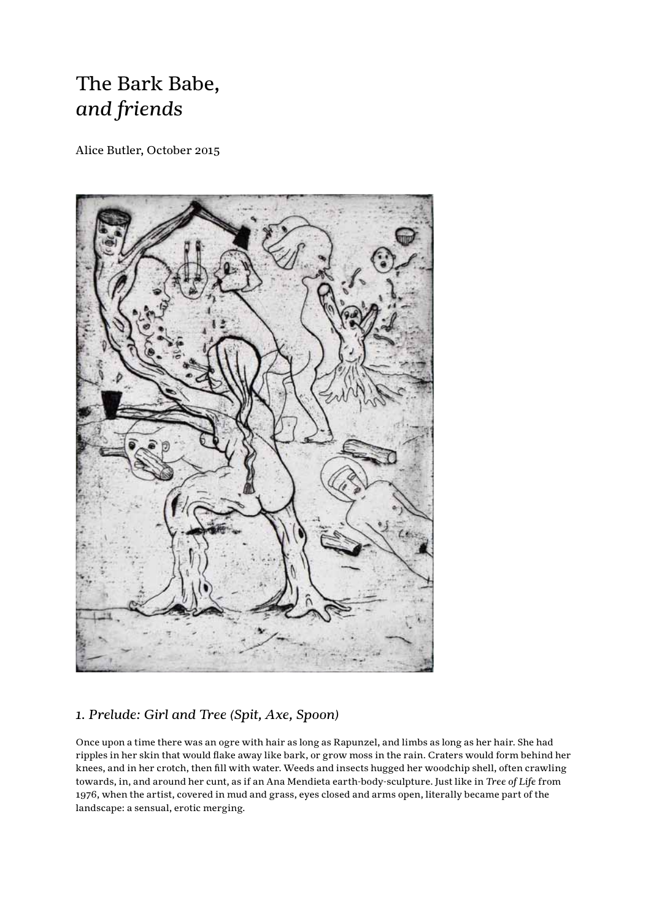# The Bark Babe, *and friends*

Alice Butler, October 2015

## *1. Prelude: Girl and Tree (Spit, Axe, Spoon)*

Once upon a time there was an ogre with hair as long as Rapunzel, and limbs as long as her hair. She had ripples in her skin that would flake away like bark, or grow moss in the rain. Craters would form behind her knees, and in her crotch, then fill with water. Weeds and insects hugged her woodchip shell, often crawling towards, in, and around her cunt, as if an Ana Mendieta earth-body-sculpture. Just like in *Tree of Life* from 1976, when the artist, covered in mud and grass, eyes closed and arms open, literally became part of the landscape: a sensual, erotic merging.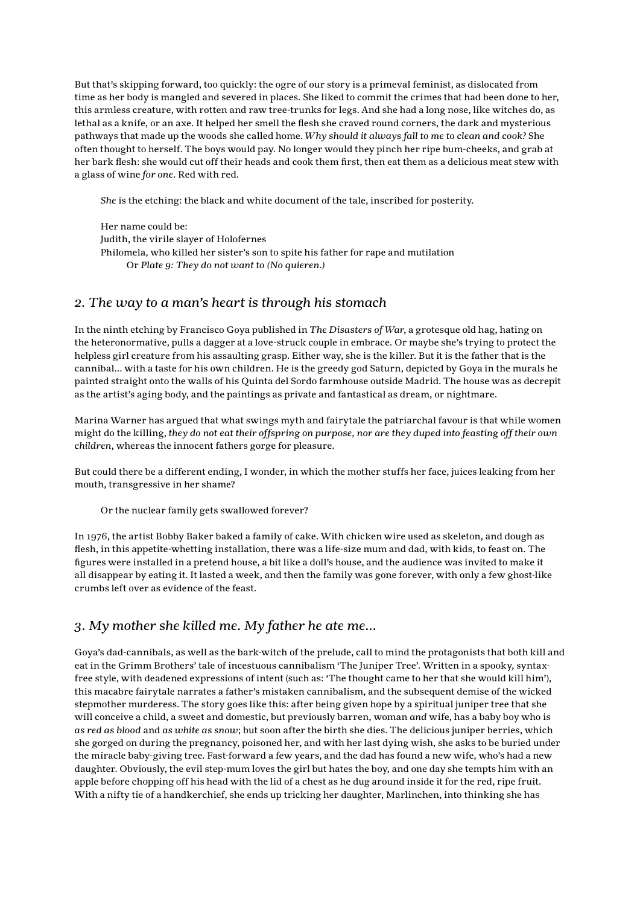But that's skipping forward, too quickly: the ogre of our story is a primeval feminist, as dislocated from time as her body is mangled and severed in places. She liked to commit the crimes that had been done to her, this armless creature, with rotten and raw tree-trunks for legs. And she had a long nose, like witches do, as lethal as a knife, or an axe. It helped her smell the flesh she craved round corners, the dark and mysterious pathways that made up the woods she called home. *Why should it always fall to me to clean and cook?* She often thought to herself. The boys would pay. No longer would they pinch her ripe bum-cheeks, and grab at her bark flesh: she would cut off their heads and cook them first, then eat them as a delicious meat stew with a glass of wine *for one*. Red with red.

> *She* is the etching: the black and white document of the tale, inscribed for posterity.
>
> Her name could be:
> Judith, the virile slayer of Holofernes
> Philomela, who killed her sister's son to spite his father for rape and mutilation
> Or *Plate 9: They do not want to (No quieren.)*

## 2. *The way to a man's heart is through his stomach*

In the ninth etching by Francisco Goya published in *The Disasters of War*, a grotesque old hag, hating on the heteronormative, pulls a dagger at a love-struck couple in embrace. Or maybe she's trying to protect the helpless girl creature from his assaulting grasp. Either way, she is the killer. But it is the father that is the cannibal… with a taste for his own children. He is the greedy god Saturn, depicted by Goya in the murals he painted straight onto the walls of his Quinta del Sordo farmhouse outside Madrid. The house was as decrepit as the artist's aging body, and the paintings as private and fantastical as dream, or nightmare.

Marina Warner has argued that what swings myth and fairytale the patriarchal favour is that while women might do the killing, *they do not eat their offspring on purpose, nor are they duped into feasting off their own children*, whereas the innocent fathers gorge for pleasure.

But could there be a different ending, I wonder, in which the mother stuffs her face, juices leaking from her mouth, transgressive in her shame?

> Or the nuclear family gets swallowed forever?

In 1976, the artist Bobby Baker baked a family of cake. With chicken wire used as skeleton, and dough as flesh, in this appetite-whetting installation, there was a life-size mum and dad, with kids, to feast on. The figures were installed in a pretend house, a bit like a doll's house, and the audience was invited to make it all disappear by eating it. It lasted a week, and then the family was gone forever, with only a few ghost-like crumbs left over as evidence of the feast.

## 3. *My mother she killed me. My father he ate me…*

Goya's dad-cannibals, as well as the bark-witch of the prelude, call to mind the protagonists that both kill and eat in the Grimm Brothers' tale of incestuous cannibalism 'The Juniper Tree'. Written in a spooky, syntax-free style, with deadened expressions of intent (such as: 'The thought came to her that she would kill him'), this macabre fairytale narrates a father's mistaken cannibalism, and the subsequent demise of the wicked stepmother murderess. The story goes like this: after being given hope by a spiritual juniper tree that she will conceive a child, a sweet and domestic, but previously barren, woman *and* wife, has a baby boy who is *as red as blood* and *as white as snow*; but soon after the birth she dies. The delicious juniper berries, which she gorged on during the pregnancy, poisoned her, and with her last dying wish, she asks to be buried under the miracle baby-giving tree. Fast-forward a few years, and the dad has found a new wife, who's had a new daughter. Obviously, the evil step-mum loves the girl but hates the boy, and one day she tempts him with an apple before chopping off his head with the lid of a chest as he dug around inside it for the red, ripe fruit. With a nifty tie of a handkerchief, she ends up tricking her daughter, Marlinchen, into thinking she has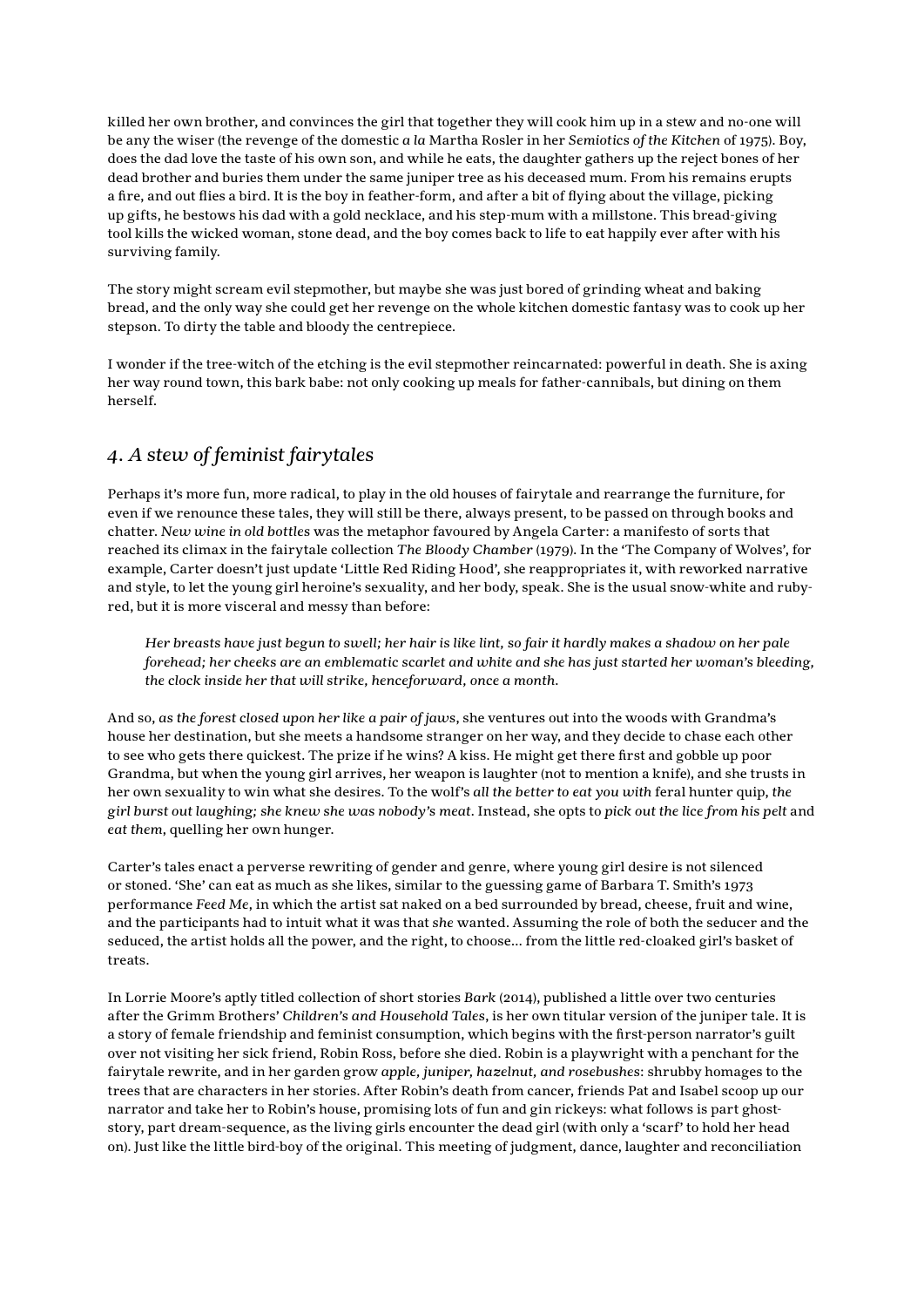killed her own brother, and convinces the girl that together they will cook him up in a stew and no-one will be any the wiser (the revenge of the domestic *a la* Martha Rosler in her *Semiotics of the Kitchen* of 1975). Boy, does the dad love the taste of his own son, and while he eats, the daughter gathers up the reject bones of her dead brother and buries them under the same juniper tree as his deceased mum. From his remains erupts a fire, and out flies a bird. It is the boy in feather-form, and after a bit of flying about the village, picking up gifts, he bestows his dad with a gold necklace, and his step-mum with a millstone. This bread-giving tool kills the wicked woman, stone dead, and the boy comes back to life to eat happily ever after with his surviving family.

The story might scream evil stepmother, but maybe she was just bored of grinding wheat and baking bread, and the only way she could get her revenge on the whole kitchen domestic fantasy was to cook up her stepson. To dirty the table and bloody the centrepiece.

I wonder if the tree-witch of the etching is the evil stepmother reincarnated: powerful in death. She is axing her way round town, this bark babe: not only cooking up meals for father-cannibals, but dining on them herself.

## 4. *A stew of feminist fairytales*

Perhaps it's more fun, more radical, to play in the old houses of fairytale and rearrange the furniture, for even if we renounce these tales, they will still be there, always present, to be passed on through books and chatter. *New wine in old bottles* was the metaphor favoured by Angela Carter: a manifesto of sorts that reached its climax in the fairytale collection *The Bloody Chamber* (1979). In the 'The Company of Wolves', for example, Carter doesn't just update 'Little Red Riding Hood', she reappropriates it, with reworked narrative and style, to let the young girl heroine's sexuality, and her body, speak. She is the usual snow-white and ruby-red, but it is more visceral and messy than before:

> *Her breasts have just begun to swell; her hair is like lint, so fair it hardly makes a shadow on her pale forehead; her cheeks are an emblematic scarlet and white and she has just started her woman's bleeding, the clock inside her that will strike, henceforward, once a month.*

And so, *as the forest closed upon her like a pair of jaws*, she ventures out into the woods with Grandma's house her destination, but she meets a handsome stranger on her way, and they decide to chase each other to see who gets there quickest. The prize if he wins? A kiss. He might get there first and gobble up poor Grandma, but when the young girl arrives, her weapon is laughter (not to mention a knife), and she trusts in her own sexuality to win what she desires. To the wolf's *all the better to eat you with* feral hunter quip, *the girl burst out laughing; she knew she was nobody's meat*. Instead, she opts to *pick out the lice from his pelt* and *eat them*, quelling her own hunger.

Carter's tales enact a perverse rewriting of gender and genre, where young girl desire is not silenced or stoned. 'She' can eat as much as she likes, similar to the guessing game of Barbara T. Smith's 1973 performance *Feed Me*, in which the artist sat naked on a bed surrounded by bread, cheese, fruit and wine, and the participants had to intuit what it was that *she* wanted. Assuming the role of both the seducer and the seduced, the artist holds all the power, and the right, to choose... from the little red-cloaked girl's basket of treats.

In Lorrie Moore's aptly titled collection of short stories *Bark* (2014), published a little over two centuries after the Grimm Brothers' *Children's and Household Tales*, is her own titular version of the juniper tale. It is a story of female friendship and feminist consumption, which begins with the first-person narrator's guilt over not visiting her sick friend, Robin Ross, before she died. Robin is a playwright with a penchant for the fairytale rewrite, and in her garden grow *apple, juniper, hazelnut, and rosebushes*: shrubby homages to the trees that are characters in her stories. After Robin's death from cancer, friends Pat and Isabel scoop up our narrator and take her to Robin's house, promising lots of fun and gin rickeys: what follows is part ghost-story, part dream-sequence, as the living girls encounter the dead girl (with only a 'scarf' to hold her head on). Just like the little bird-boy of the original. This meeting of judgment, dance, laughter and reconciliation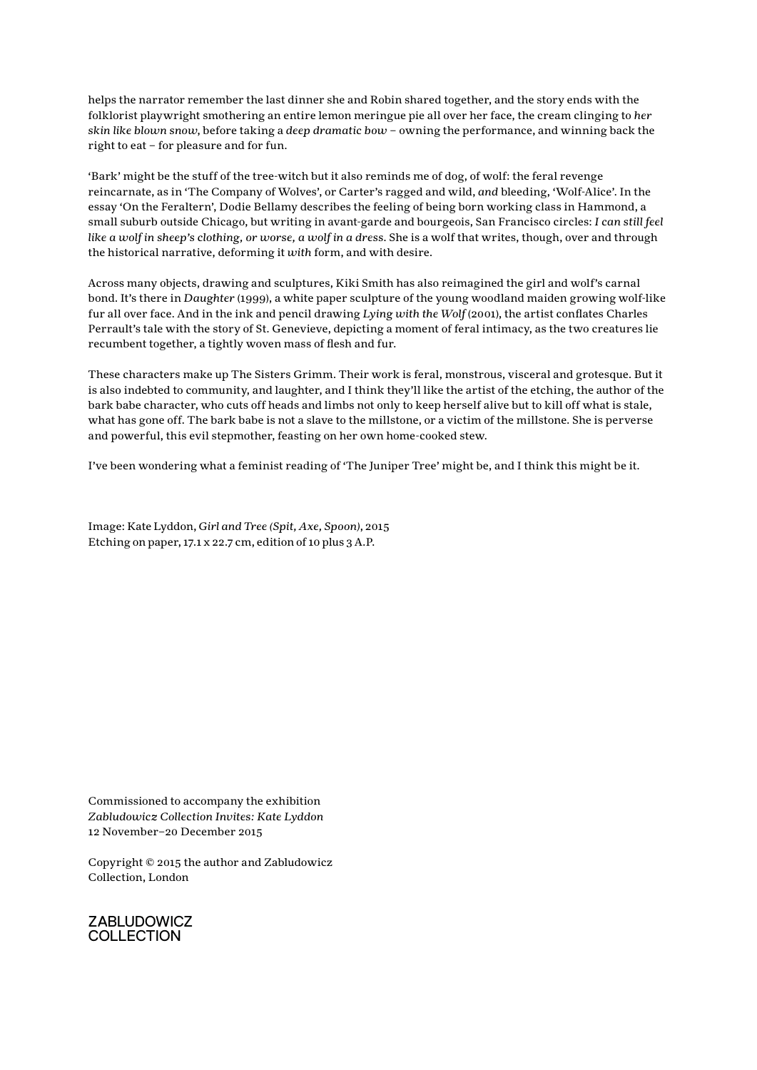helps the narrator remember the last dinner she and Robin shared together, and the story ends with the folklorist playwright smothering an entire lemon meringue pie all over her face, the cream clinging to *her skin like blown snow*, before taking a *deep dramatic bow* – owning the performance, and winning back the right to eat – for pleasure and for fun.

'Bark' might be the stuff of the tree-witch but it also reminds me of dog, of wolf: the feral revenge reincarnate, as in 'The Company of Wolves', or Carter's ragged and wild, *and* bleeding, 'Wolf-Alice'. In the essay 'On the Feraltern', Dodie Bellamy describes the feeling of being born working class in Hammond, a small suburb outside Chicago, but writing in avant-garde and bourgeois, San Francisco circles: *I can still feel like a wolf in sheep's clothing, or worse, a wolf in a dress*. She is a wolf that writes, though, over and through the historical narrative, deforming it *with* form, and with desire.

Across many objects, drawing and sculptures, Kiki Smith has also reimagined the girl and wolf's carnal bond. It's there in *Daughter* (1999), a white paper sculpture of the young woodland maiden growing wolf-like fur all over face. And in the ink and pencil drawing *Lying with the Wolf* (2001), the artist conflates Charles Perrault's tale with the story of St. Genevieve, depicting a moment of feral intimacy, as the two creatures lie recumbent together, a tightly woven mass of flesh and fur.

These characters make up The Sisters Grimm. Their work is feral, monstrous, visceral and grotesque. But it is also indebted to community, and laughter, and I think they'll like the artist of the etching, the author of the bark babe character, who cuts off heads and limbs not only to keep herself alive but to kill off what is stale, what has gone off. The bark babe is not a slave to the millstone, or a victim of the millstone. She is perverse and powerful, this evil stepmother, feasting on her own home-cooked stew.

I've been wondering what a feminist reading of 'The Juniper Tree' might be, and I think this might be it.

Image: Kate Lyddon, *Girl and Tree (Spit, Axe, Spoon)*, 2015
Etching on paper, 17.1 x 22.7 cm, edition of 10 plus 3 A.P.

Commissioned to accompany the exhibition
*Zabludowicz Collection Invites: Kate Lyddon*
12 November–20 December 2015

Copyright © 2015 the author and Zabludowicz Collection, London

ZABLUDOWICZ
COLLECTION